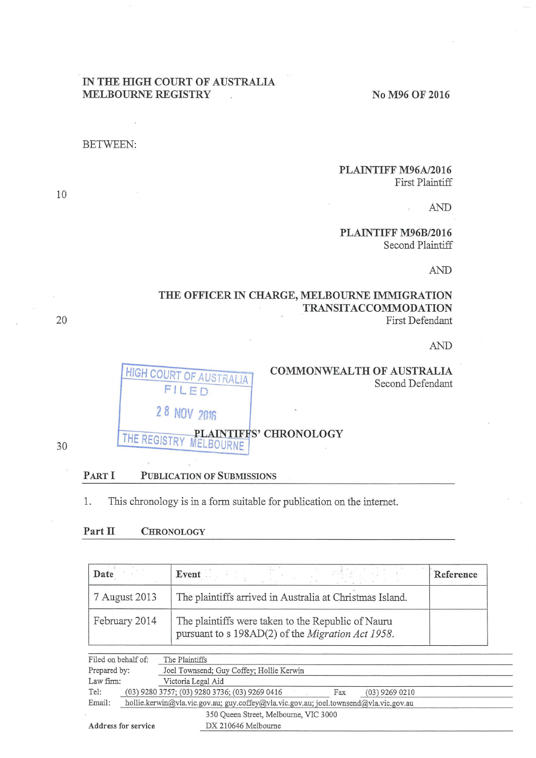IN THE HIGH COURT OF AUSTRALIA
MELBOURNE REGISTRY

No M96 OF 2016

BETWEEN:

**PLAINTIFF M96A/2016**
First Plaintiff

AND

**PLAINTIFF M96B/2016**
Second Plaintiff

AND

**THE OFFICER IN CHARGE, MELBOURNE IMMIGRATION TRANSITACCOMMODATION**
First Defendant

AND

**COMMONWEALTH OF AUSTRALIA**
Second Defendant

HIGH COURT OF AUSTRALIA
FILED
28 NOV 2016
THE REGISTRY MELBOURNE

## PLAINTIFFS' CHRONOLOGY

## PART I PUBLICATION OF SUBMISSIONS

1. This chronology is in a form suitable for publication on the internet.

## Part II CHRONOLOGY

| Date | Event | Reference |
|---|---|---|
| 7 August 2013 | The plaintiffs arrived in Australia at Christmas Island. | |
| February 2014 | The plaintiffs were taken to the Republic of Nauru pursuant to s 198AD(2) of the *Migration Act 1958*. | |

| | |
|---|---|
| Filed on behalf of: | The Plaintiffs |
| Prepared by: | Joel Townsend; Guy Coffey; Hollie Kerwin |
| Law firm: | Victoria Legal Aid |
| Tel: | (03) 9280 3757; (03) 9280 3736; (03) 9269 0416 Fax (03) 9269 0210 |
| Email: | hollie.kerwin@vla.vic.gov.au; guy.coffey@vla.vic.gov.au; joel.townsend@vla.vic.gov.au |
| Address for service | 350 Queen Street, Melbourne, VIC 3000<br>DX 210646 Melbourne |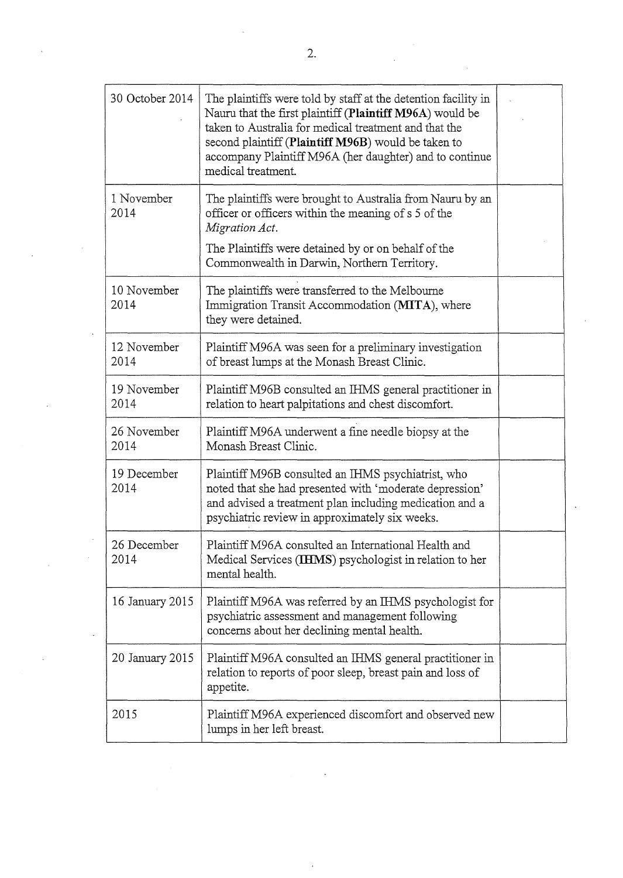| | | |
|---|---|---|
| 30 October 2014 | The plaintiffs were told by staff at the detention facility in Nauru that the first plaintiff (**Plaintiff M96A**) would be taken to Australia for medical treatment and that the second plaintiff (**Plaintiff M96B**) would be taken to accompany Plaintiff M96A (her daughter) and to continue medical treatment. | |
| 1 November 2014 | The plaintiffs were brought to Australia from Nauru by an officer or officers within the meaning of s 5 of the *Migration Act*.<br>The Plaintiffs were detained by or on behalf of the Commonwealth in Darwin, Northern Territory. | |
| 10 November 2014 | The plaintiffs were transferred to the Melbourne Immigration Transit Accommodation (**MITA**), where they were detained. | |
| 12 November 2014 | Plaintiff M96A was seen for a preliminary investigation of breast lumps at the Monash Breast Clinic. | |
| 19 November 2014 | Plaintiff M96B consulted an IHMS general practitioner in relation to heart palpitations and chest discomfort. | |
| 26 November 2014 | Plaintiff M96A underwent a fine needle biopsy at the Monash Breast Clinic. | |
| 19 December 2014 | Plaintiff M96B consulted an IHMS psychiatrist, who noted that she had presented with 'moderate depression' and advised a treatment plan including medication and a psychiatric review in approximately six weeks. | |
| 26 December 2014 | Plaintiff M96A consulted an International Health and Medical Services (**IHMS**) psychologist in relation to her mental health. | |
| 16 January 2015 | Plaintiff M96A was referred by an IHMS psychologist for psychiatric assessment and management following concerns about her declining mental health. | |
| 20 January 2015 | Plaintiff M96A consulted an IHMS general practitioner in relation to reports of poor sleep, breast pain and loss of appetite. | |
| 2015 | Plaintiff M96A experienced discomfort and observed new lumps in her left breast. | |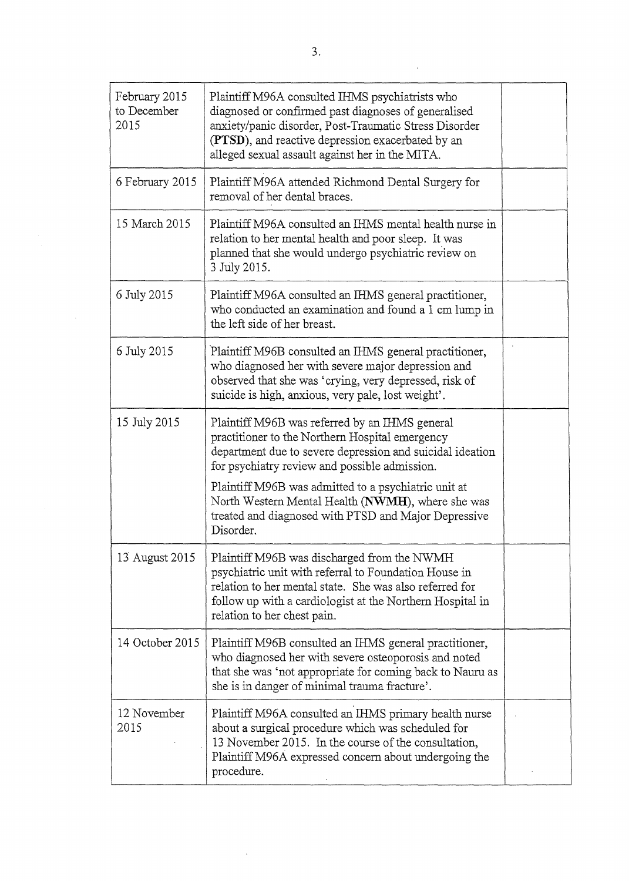| | | |
|---|---|---|
| February 2015 to December 2015 | Plaintiff M96A consulted IHMS psychiatrists who diagnosed or confirmed past diagnoses of generalised anxiety/panic disorder, Post-Traumatic Stress Disorder (**PTSD**), and reactive depression exacerbated by an alleged sexual assault against her in the MITA. | |
| 6 February 2015 | Plaintiff M96A attended Richmond Dental Surgery for removal of her dental braces. | |
| 15 March 2015 | Plaintiff M96A consulted an IHMS mental health nurse in relation to her mental health and poor sleep. It was planned that she would undergo psychiatric review on 3 July 2015. | |
| 6 July 2015 | Plaintiff M96A consulted an IHMS general practitioner, who conducted an examination and found a 1 cm lump in the left side of her breast. | |
| 6 July 2015 | Plaintiff M96B consulted an IHMS general practitioner, who diagnosed her with severe major depression and observed that she was 'crying, very depressed, risk of suicide is high, anxious, very pale, lost weight'. | |
| 15 July 2015 | Plaintiff M96B was referred by an IHMS general practitioner to the Northern Hospital emergency department due to severe depression and suicidal ideation for psychiatry review and possible admission.<br><br>Plaintiff M96B was admitted to a psychiatric unit at North Western Mental Health (**NWMH**), where she was treated and diagnosed with PTSD and Major Depressive Disorder. | |
| 13 August 2015 | Plaintiff M96B was discharged from the NWMH psychiatric unit with referral to Foundation House in relation to her mental state. She was also referred for follow up with a cardiologist at the Northern Hospital in relation to her chest pain. | |
| 14 October 2015 | Plaintiff M96B consulted an IHMS general practitioner, who diagnosed her with severe osteoporosis and noted that she was 'not appropriate for coming back to Nauru as she is in danger of minimal trauma fracture'. | |
| 12 November 2015 | Plaintiff M96A consulted an IHMS primary health nurse about a surgical procedure which was scheduled for 13 November 2015. In the course of the consultation, Plaintiff M96A expressed concern about undergoing the procedure. | |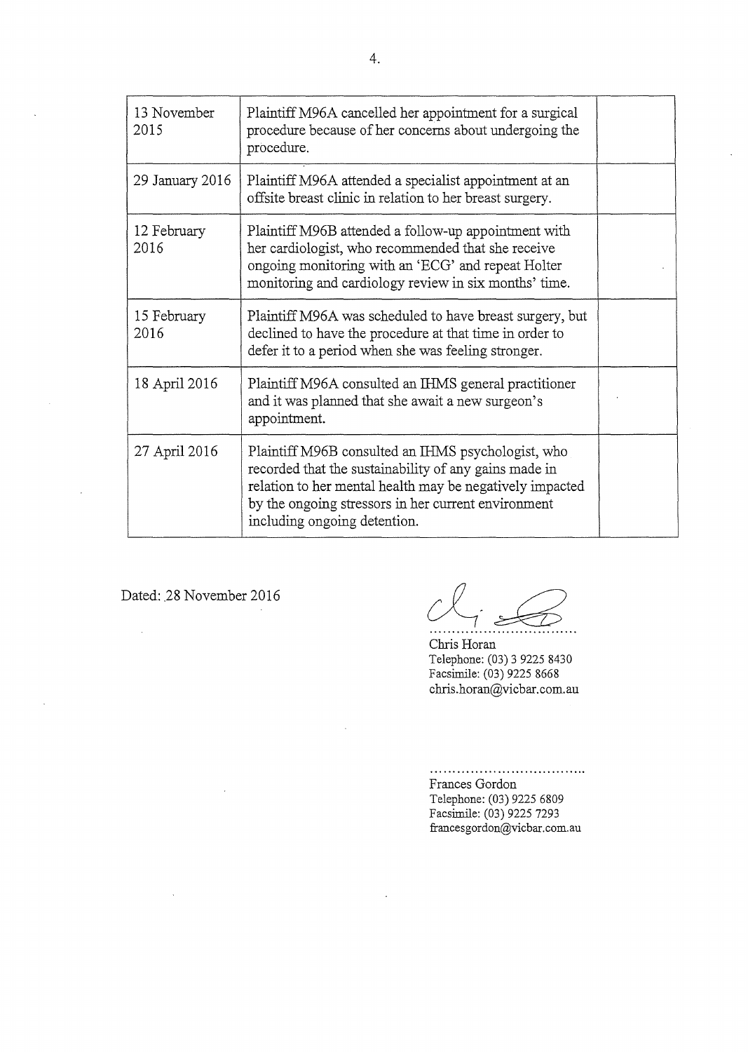| | | |
|---|---|---|
| 13 November 2015 | Plaintiff M96A cancelled her appointment for a surgical procedure because of her concerns about undergoing the procedure. | |
| 29 January 2016 | Plaintiff M96A attended a specialist appointment at an offsite breast clinic in relation to her breast surgery. | |
| 12 February 2016 | Plaintiff M96B attended a follow-up appointment with her cardiologist, who recommended that she receive ongoing monitoring with an 'ECG' and repeat Holter monitoring and cardiology review in six months' time. | |
| 15 February 2016 | Plaintiff M96A was scheduled to have breast surgery, but declined to have the procedure at that time in order to defer it to a period when she was feeling stronger. | |
| 18 April 2016 | Plaintiff M96A consulted an IHMS general practitioner and it was planned that she await a new surgeon's appointment. | |
| 27 April 2016 | Plaintiff M96B consulted an IHMS psychologist, who recorded that the sustainability of any gains made in relation to her mental health may be negatively impacted by the ongoing stressors in her current environment including ongoing detention. | |

Dated: 28 November 2016

..................................

Chris Horan
Telephone: (03) 3 9225 8430
Facsimile: (03) 9225 8668
chris.horan@vicbar.com.au

..................................

Frances Gordon
Telephone: (03) 9225 6809
Facsimile: (03) 9225 7293
francesgordon@vicbar.com.au